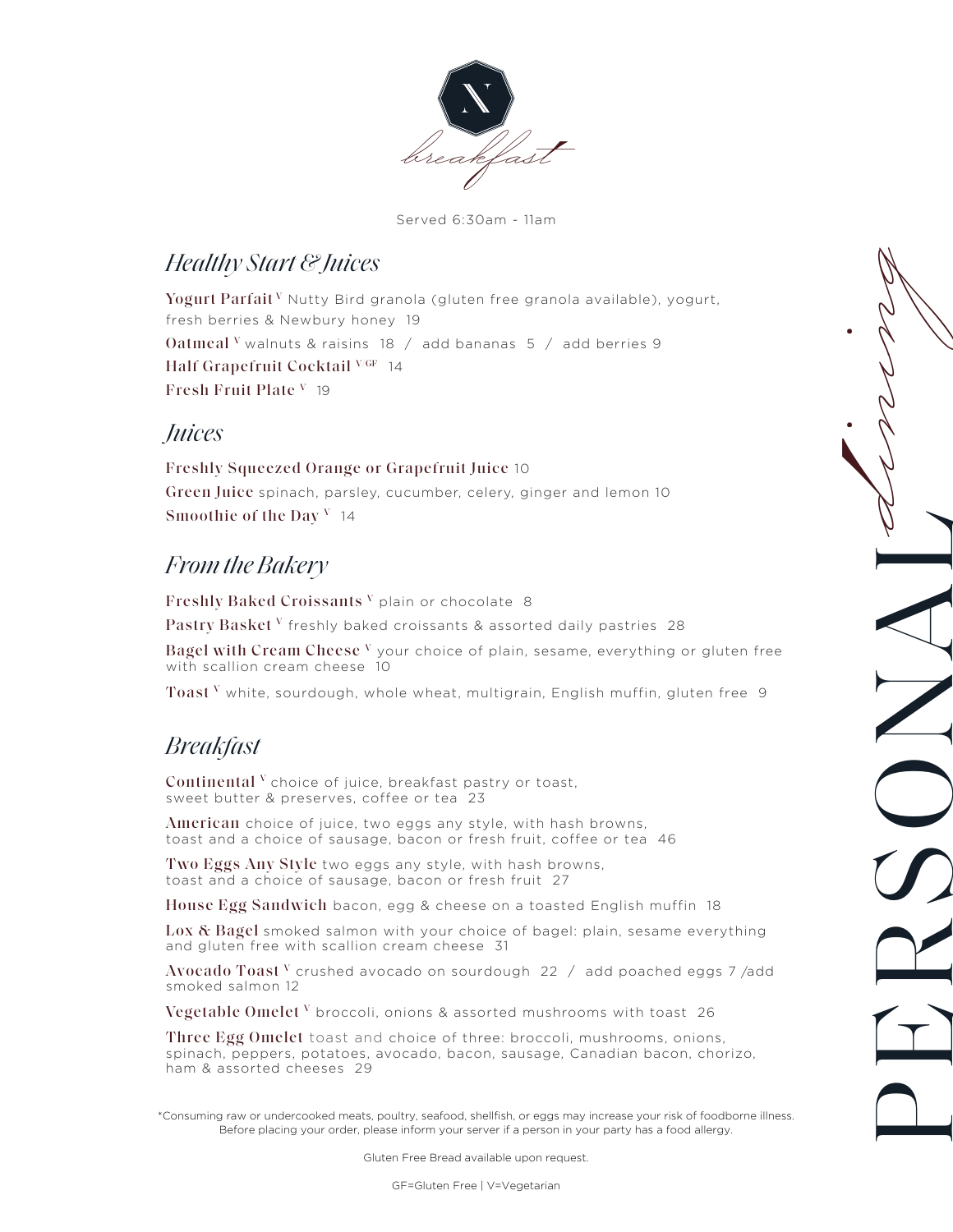# breakfast

Served 6:30am - 11am

## Healthy Start & Juices

**Yogurt Parfait** V Nutty Bird granola (gluten free granola available), yogurt, fresh berries & Newbury honey 19

**Oatmeal** V walnuts & raisins 18 / add bananas 5 / add berries 9

**Half Grapefruit Cocktail** V GF 14

**Fresh Fruit Plate** V 19

## Juices

**Freshly Squeezed Orange or Grapefruit Juice** 10

**Green Juice** spinach, parsley, cucumber, celery, ginger and lemon 10

**Smoothie of the Day** V 14

## From the Bakery

**Freshly Baked Croissants** V plain or chocolate 8

**Pastry Basket** V freshly baked croissants & assorted daily pastries 28

**Bagel with Cream Cheese** V your choice of plain, sesame, everything or gluten free with scallion cream cheese 10

**Toast** V white, sourdough, whole wheat, multigrain, English muffin, gluten free 9

## Breakfast

**Continental** V choice of juice, breakfast pastry or toast, sweet butter & preserves, coffee or tea 23

**American** choice of juice, two eggs any style, with hash browns, toast and a choice of sausage, bacon or fresh fruit, coffee or tea 46

**Two Eggs Any Style** two eggs any style, with hash browns, toast and a choice of sausage, bacon or fresh fruit 27

**House Egg Sandwich** bacon, egg & cheese on a toasted English muffin 18

**Lox & Bagel** smoked salmon with your choice of bagel: plain, sesame everything and gluten free with scallion cream cheese 31

**Avocado Toast** V crushed avocado on sourdough 22 / add poached eggs 7 /add smoked salmon 12

**Vegetable Omelet** V broccoli, onions & assorted mushrooms with toast 26

**Three Egg Omelet** toast and choice of three: broccoli, mushrooms, onions, spinach, peppers, potatoes, avocado, bacon, sausage, Canadian bacon, chorizo, ham & assorted cheeses 29

*Consuming raw or undercooked meats, poultry, seafood, shellfish, or eggs may increase your risk of foodborne illness. Before placing your order, please inform your server if a person in your party has a food allergy.

Gluten Free Bread available upon request.

GF=Gluten Free | V=Vegetarian

PERSONAL dining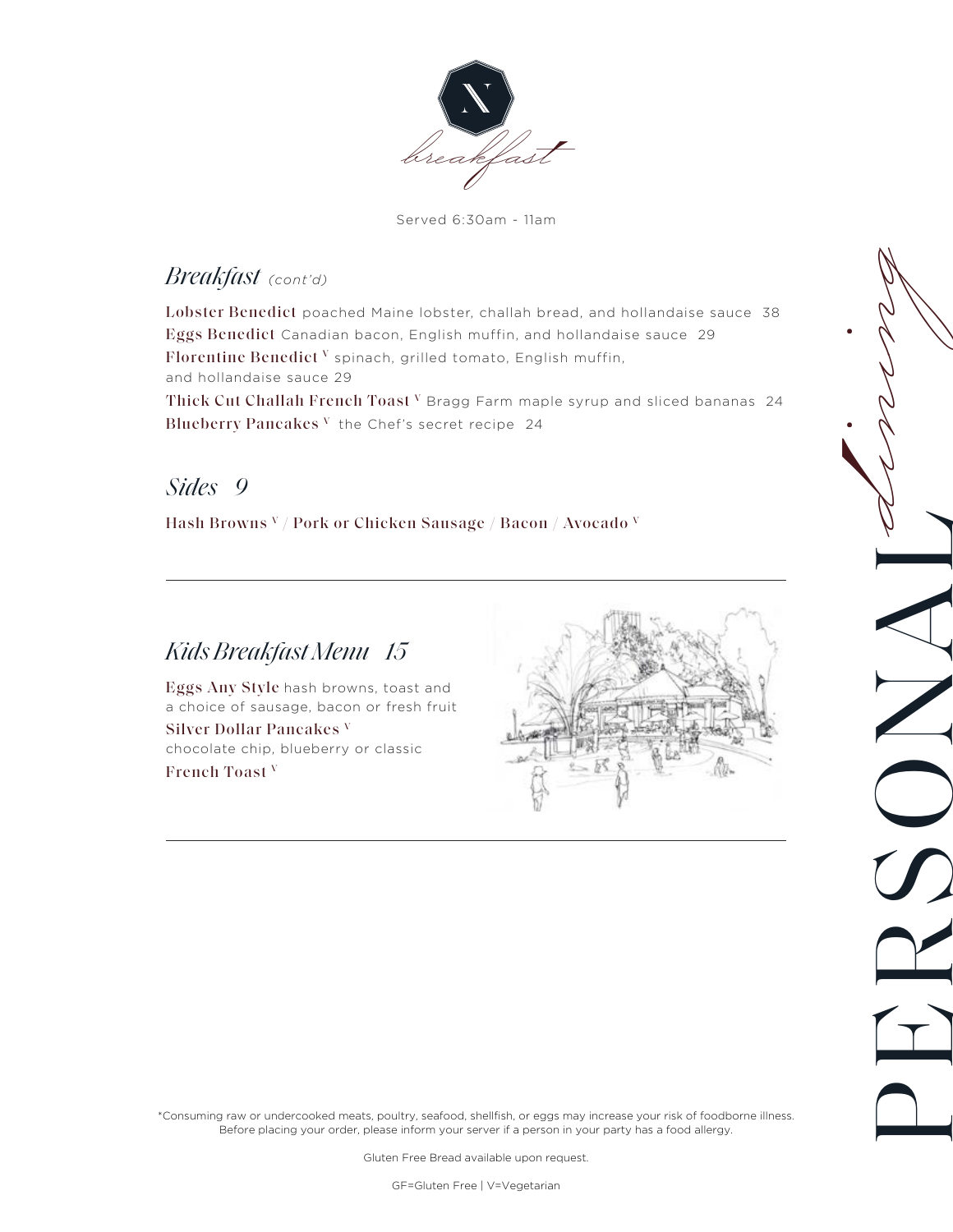# breakfast

Served 6:30am - 11am

## *Breakfast (cont'd)*

**Lobster Benedict** poached Maine lobster, challah bread, and hollandaise sauce 38

**Eggs Benedict** Canadian bacon, English muffin, and hollandaise sauce 29

**Florentine Benedict** V spinach, grilled tomato, English muffin, and hollandaise sauce 29

**Thick Cut Challah French Toast** V Bragg Farm maple syrup and sliced bananas 24

**Blueberry Pancakes** V the Chef's secret recipe 24

## *Sides 9*

**Hash Browns** V / **Pork or Chicken Sausage** / **Bacon** / **Avocado** V

---

## *Kids Breakfast Menu 15*

**Eggs Any Style** hash browns, toast and a choice of sausage, bacon or fresh fruit

**Silver Dollar Pancakes** V
chocolate chip, blueberry or classic

**French Toast** V

---

*Consuming raw or undercooked meats, poultry, seafood, shellfish, or eggs may increase your risk of foodborne illness. Before placing your order, please inform your server if a person in your party has a food allergy.

Gluten Free Bread available upon request.

GF=Gluten Free | V=Vegetarian

PERSONAL dining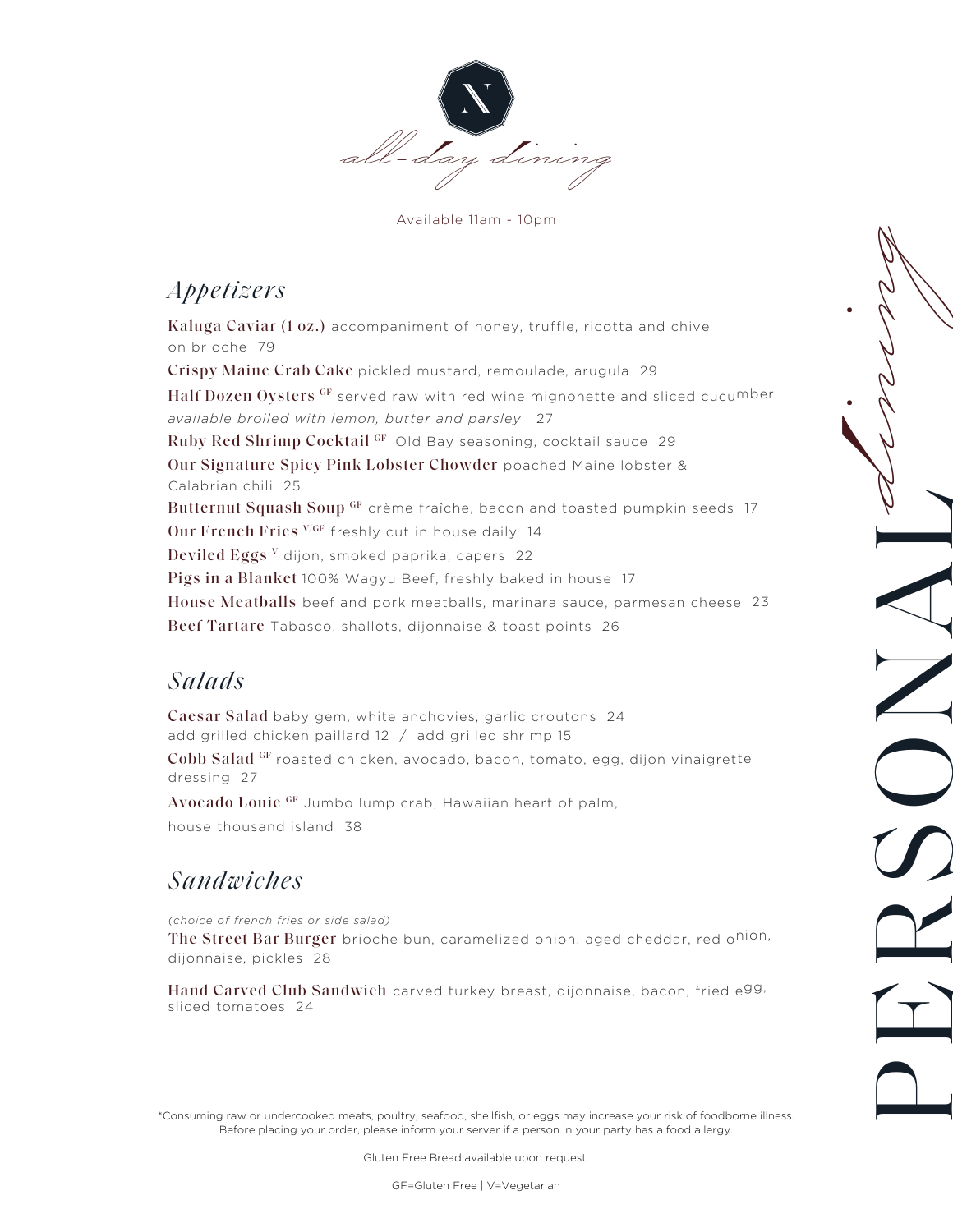# all-day dining

Available 11am - 10pm

## *Appetizers*

**Kaluga Caviar (1 oz.)** accompaniment of honey, truffle, ricotta and chive on brioche 79

**Crispy Maine Crab Cake** pickled mustard, remoulade, arugula 29

**Half Dozen Oysters** GF served raw with red wine mignonette and sliced cucumber
*available broiled with lemon, butter and parsley* 27

**Ruby Red Shrimp Cocktail** GF Old Bay seasoning, cocktail sauce 29

**Our Signature Spicy Pink Lobster Chowder** poached Maine lobster & Calabrian chili 25

**Butternut Squash Soup** GF crème fraîche, bacon and toasted pumpkin seeds 17

**Our French Fries** V GF freshly cut in house daily 14

**Deviled Eggs** V dijon, smoked paprika, capers 22

**Pigs in a Blanket** 100% Wagyu Beef, freshly baked in house 17

**House Meatballs** beef and pork meatballs, marinara sauce, parmesan cheese 23

**Beef Tartare** Tabasco, shallots, dijonnaise & toast points 26

## *Salads*

**Caesar Salad** baby gem, white anchovies, garlic croutons 24
add grilled chicken paillard 12 / add grilled shrimp 15

**Cobb Salad** GF roasted chicken, avocado, bacon, tomato, egg, dijon vinaigrette dressing 27

**Avocado Louie** GF Jumbo lump crab, Hawaiian heart of palm, house thousand island 38

## *Sandwiches*

*(choice of french fries or side salad)*

**The Street Bar Burger** brioche bun, caramelized onion, aged cheddar, red onion, dijonnaise, pickles 28

**Hand Carved Club Sandwich** carved turkey breast, dijonnaise, bacon, fried egg, sliced tomatoes 24

PERSONAL dining

*Consuming raw or undercooked meats, poultry, seafood, shellfish, or eggs may increase your risk of foodborne illness. Before placing your order, please inform your server if a person in your party has a food allergy.

Gluten Free Bread available upon request.

GF=Gluten Free | V=Vegetarian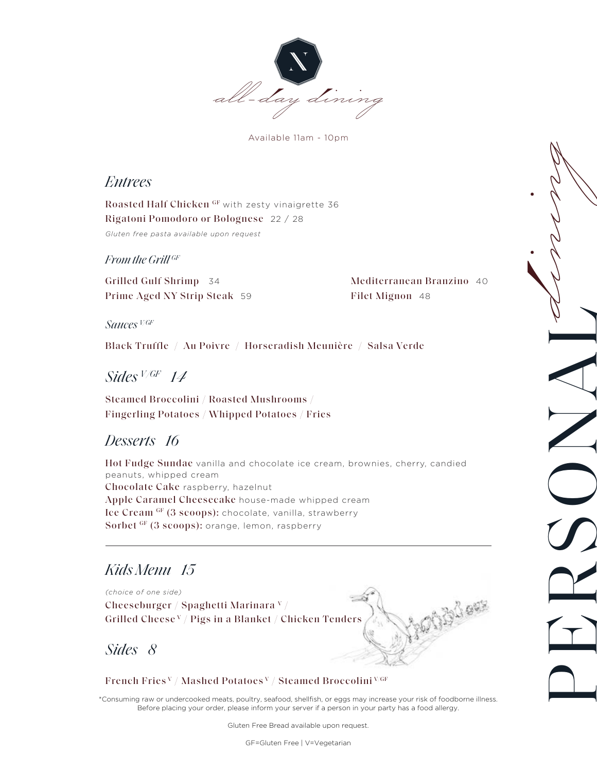N

*all-day dining*

Available 11am - 10pm

## *Entrees*

**Roasted Half Chicken** GF with zesty vinaigrette 36

**Rigatoni Pomodoro or Bolognese** 22 / 28

*Gluten free pasta available upon request*

### *From the Grill* GF

**Grilled Gulf Shrimp** 34

**Prime Aged NY Strip Steak** 59

**Mediterranean Branzino** 40

**Filet Mignon** 48

### *Sauces* V GF

**Black Truffle** / **Au Poivre** / **Horseradish Meunière** / **Salsa Verde**

## *Sides* V/GF 14

**Steamed Broccolini** / **Roasted Mushrooms** / **Fingerling Potatoes** / **Whipped Potatoes** / **Fries**

## *Desserts* 16

**Hot Fudge Sundae** vanilla and chocolate ice cream, brownies, cherry, candied peanuts, whipped cream

**Chocolate Cake** raspberry, hazelnut

**Apple Caramel Cheesecake** house-made whipped cream

**Ice Cream** GF **(3 scoops):** chocolate, vanilla, strawberry

**Sorbet** GF **(3 scoops):** orange, lemon, raspberry

---

## *Kids Menu* 15

*(choice of one side)*

**Cheeseburger** / **Spaghetti Marinara** V / **Grilled Cheese** V / **Pigs in a Blanket** / **Chicken Tenders**

## *Sides* 8

**French Fries** V / **Mashed Potatoes** V / **Steamed Broccolini** V GF

*Consuming raw or undercooked meats, poultry, seafood, shellfish, or eggs may increase your risk of foodborne illness. Before placing your order, please inform your server if a person in your party has a food allergy.

Gluten Free Bread available upon request.

GF=Gluten Free | V=Vegetarian

PERSONAL *dining*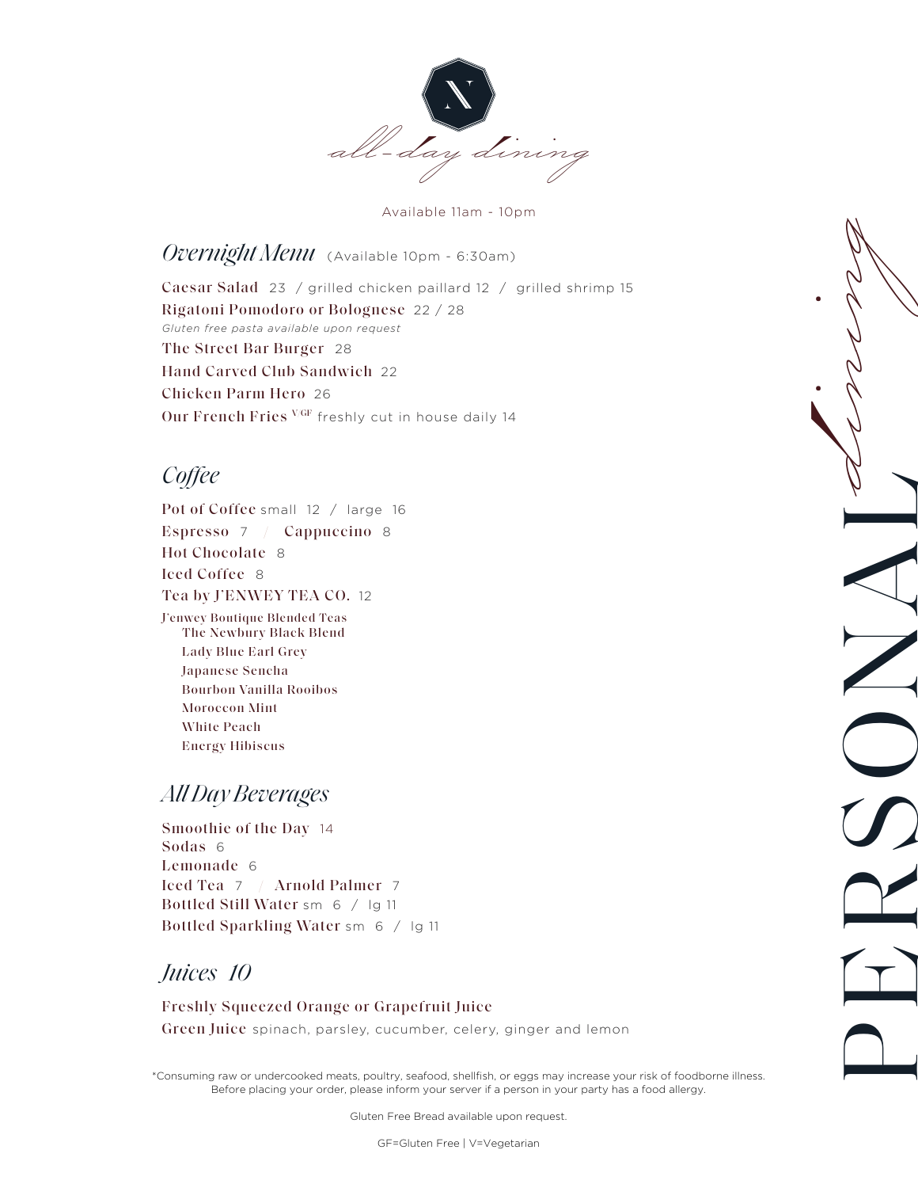# all-day dining

Available 11am - 10pm

## *Overnight Menu* (Available 10pm - 6:30am)

**Caesar Salad** 23 / grilled chicken paillard 12 / grilled shrimp 15

**Rigatoni Pomodoro or Bolognese** 22 / 28

*Gluten free pasta available upon request*

**The Street Bar Burger** 28

**Hand Carved Club Sandwich** 22

**Chicken Parm Hero** 26

**Our French Fries** V GF freshly cut in house daily 14

## *Coffee*

**Pot of Coffee** small 12 / large 16

**Espresso** 7 / **Cappuccino** 8

**Hot Chocolate** 8

**Iced Coffee** 8

**Tea by J'ENWEY TEA CO.** 12

**J'enwey Boutique Blended Teas**

- The Newbury Black Blend
- Lady Blue Earl Grey
- Japanese Sencha
- Bourbon Vanilla Rooibos
- Moroccan Mint
- White Peach
- Energy Hibiscus

## *All Day Beverages*

**Smoothie of the Day** 14

**Sodas** 6

**Lemonade** 6

**Iced Tea** 7 / **Arnold Palmer** 7

**Bottled Still Water** sm 6 / lg 11

**Bottled Sparkling Water** sm 6 / lg 11

## *Juices 10*

**Freshly Squeezed Orange or Grapefruit Juice**

**Green Juice** spinach, parsley, cucumber, celery, ginger and lemon

PERSONAL dining

*Consuming raw or undercooked meats, poultry, seafood, shellfish, or eggs may increase your risk of foodborne illness. Before placing your order, please inform your server if a person in your party has a food allergy.

Gluten Free Bread available upon request.

GF=Gluten Free | V=Vegetarian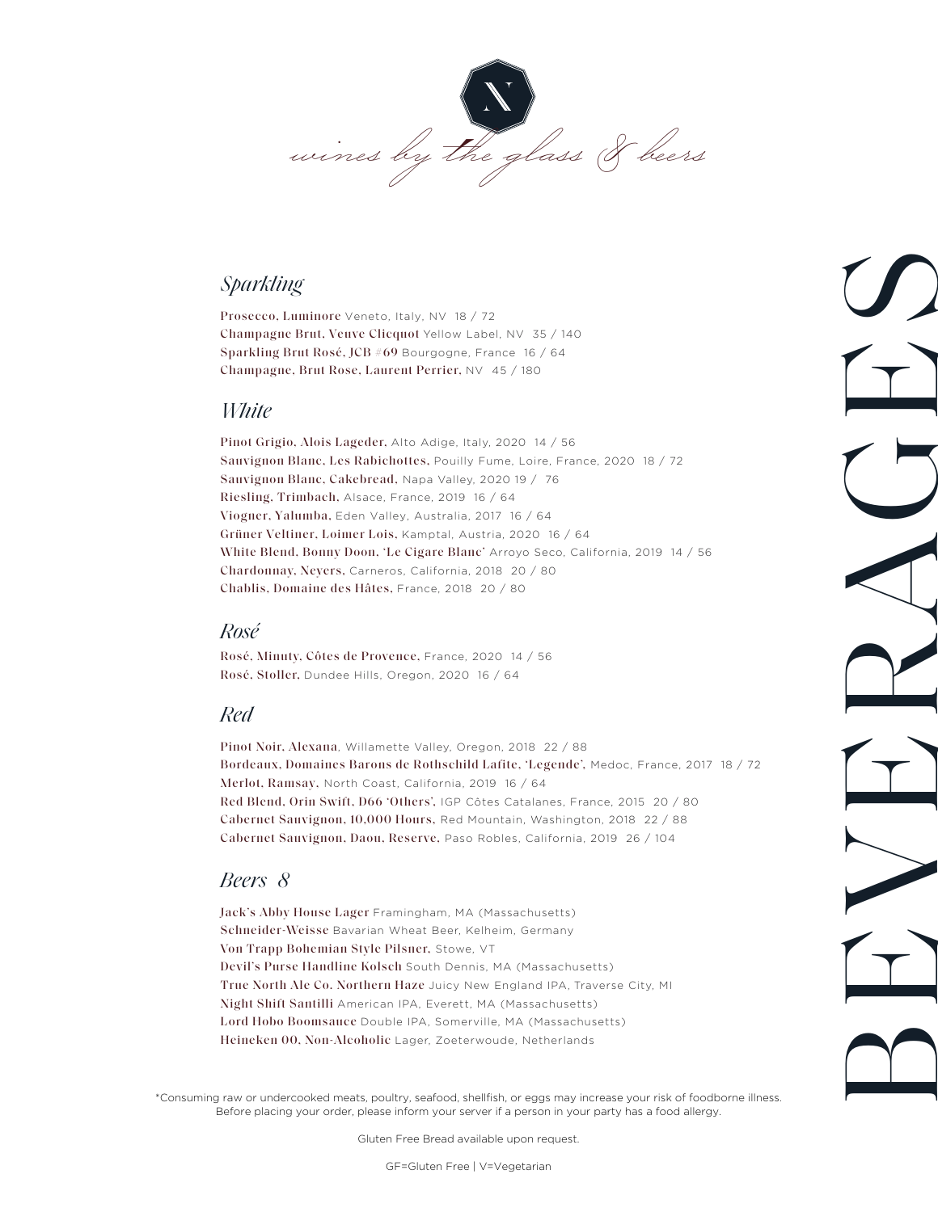# wines by the glass & beers

# BEVERAGES

## *Sparkling*

**Prosecco, Luminore** Veneto, Italy, NV 18 / 72
**Champagne Brut, Veuve Clicquot** Yellow Label, NV 35 / 140
**Sparkling Brut Rosé, JCB #69** Bourgogne, France 16 / 64
**Champagne, Brut Rose, Laurent Perrier,** NV 45 / 180

## *White*

**Pinot Grigio, Alois Lageder,** Alto Adige, Italy, 2020 14 / 56
**Sauvignon Blanc, Les Rabichottes,** Pouilly Fume, Loire, France, 2020 18 / 72
**Sauvignon Blanc, Cakebread,** Napa Valley, 2020 19 / 76
**Riesling, Trimbach,** Alsace, France, 2019 16 / 64
**Viogner, Yalumba,** Eden Valley, Australia, 2017 16 / 64
**Grüner Veltiner, Loimer Lois,** Kamptal, Austria, 2020 16 / 64
**White Blend, Bonny Doon, 'Le Cigare Blanc'** Arroyo Seco, California, 2019 14 / 56
**Chardonnay, Neyers,** Carneros, California, 2018 20 / 80
**Chablis, Domaine des Hâtes,** France, 2018 20 / 80

## *Rosé*

**Rosé, Minuty, Côtes de Provence,** France, 2020 14 / 56
**Rosé, Stoller,** Dundee Hills, Oregon, 2020 16 / 64

## *Red*

**Pinot Noir, Alexana**, Willamette Valley, Oregon, 2018 22 / 88
**Bordeaux, Domaines Barons de Rothschild Lafite, 'Legende',** Medoc, France, 2017 18 / 72
**Merlot, Ramsay,** North Coast, California, 2019 16 / 64
**Red Blend, Orin Swift, D66 'Others',** IGP Côtes Catalanes, France, 2015 20 / 80
**Cabernet Sauvignon, 10,000 Hours,** Red Mountain, Washington, 2018 22 / 88
**Cabernet Sauvignon, Daou, Reserve,** Paso Robles, California, 2019 26 / 104

## *Beers 8*

**Jack's Abby House Lager** Framingham, MA (Massachusetts)
**Schneider-Weisse** Bavarian Wheat Beer, Kelheim, Germany
**Von Trapp Bohemian Style Pilsner,** Stowe, VT
**Devil's Purse Handline Kolsch** South Dennis, MA (Massachusetts)
**True North Ale Co. Northern Haze** Juicy New England IPA, Traverse City, MI
**Night Shift Santilli** American IPA, Everett, MA (Massachusetts)
**Lord Hobo Boomsauce** Double IPA, Somerville, MA (Massachusetts)
**Heineken 00, Non-Alcoholic** Lager, Zoeterwoude, Netherlands

*Consuming raw or undercooked meats, poultry, seafood, shellfish, or eggs may increase your risk of foodborne illness. Before placing your order, please inform your server if a person in your party has a food allergy.

Gluten Free Bread available upon request.

GF=Gluten Free | V=Vegetarian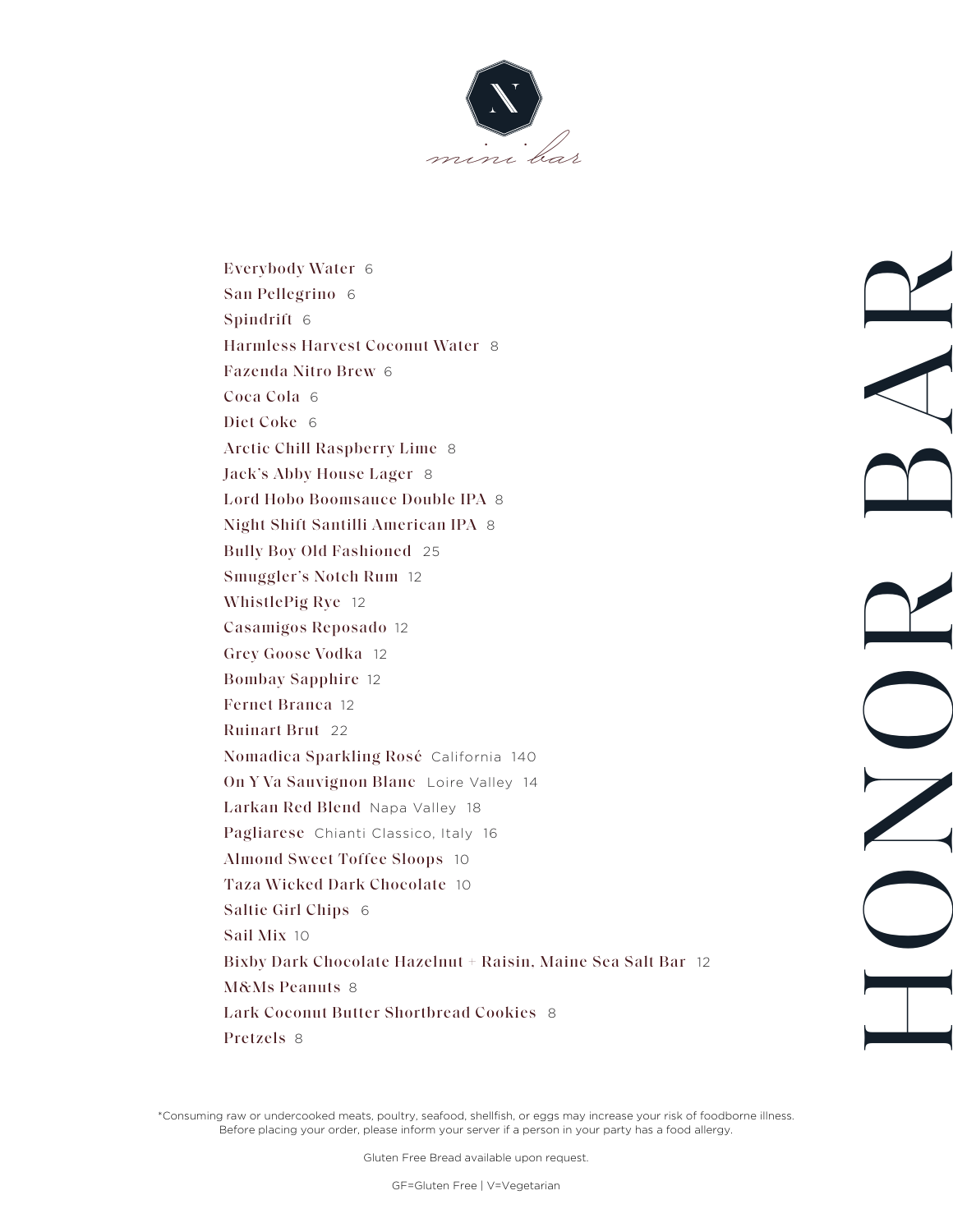mini bar

# HONOR BAR

**Everybody Water** 6  
**San Pellegrino** 6  
**Spindrift** 6  
**Harmless Harvest Coconut Water** 8  
**Fazenda Nitro Brew** 6  
**Coca Cola** 6  
**Diet Coke** 6  
**Arctic Chill Raspberry Lime** 8  
**Jack's Abby House Lager** 8  
**Lord Hobo Boomsauce Double IPA** 8  
**Night Shift Santilli American IPA** 8  
**Bully Boy Old Fashioned** 25  
**Smuggler's Notch Rum** 12  
**WhistlePig Rye** 12  
**Casamigos Reposado** 12  
**Grey Goose Vodka** 12  
**Bombay Sapphire** 12  
**Fernet Branca** 12  
**Ruinart Brut** 22  
**Nomadica Sparkling Rosé** California 140  
**On Y Va Sauvignon Blanc** Loire Valley 14  
**Larkan Red Blend** Napa Valley 18  
**Pagliarese** Chianti Classico, Italy 16  
**Almond Sweet Toffee Sloops** 10  
**Taza Wicked Dark Chocolate** 10  
**Saltie Girl Chips** 6  
**Sail Mix** 10  
**Bixby Dark Chocolate Hazelnut + Raisin, Maine Sea Salt Bar** 12  
**M&Ms Peanuts** 8  
**Lark Coconut Butter Shortbread Cookies** 8  
**Pretzels** 8

*Consuming raw or undercooked meats, poultry, seafood, shellfish, or eggs may increase your risk of foodborne illness. Before placing your order, please inform your server if a person in your party has a food allergy.

Gluten Free Bread available upon request.

GF=Gluten Free | V=Vegetarian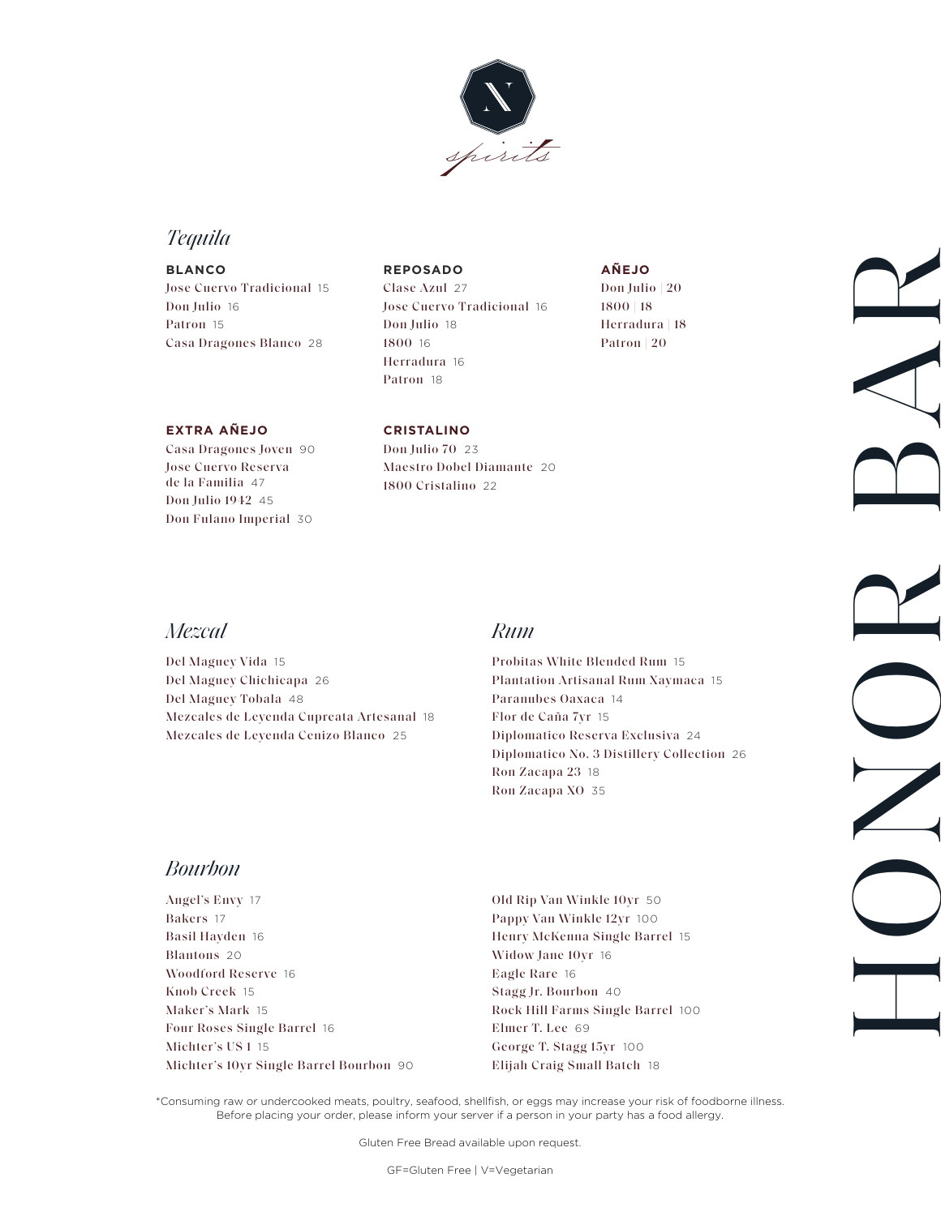# HONOR BAR

N

*spirits*

## *Tequila*

**BLANCO**

Jose Cuervo Tradicional 15
Don Julio 16
Patron 15
Casa Dragones Blanco 28

**REPOSADO**

Clase Azul 27
Jose Cuervo Tradicional 16
Don Julio 18
1800 16
Herradura 16
Patron 18

**AÑEJO**

Don Julio | 20
1800 | 18
Herradura | 18
Patron | 20

**EXTRA AÑEJO**

Casa Dragones Joven 90
Jose Cuervo Reserva de la Familia 47
Don Julio 1942 45
Don Fulano Imperial 30

**CRISTALINO**

Don Julio 70 23
Maestro Dobel Diamante 20
1800 Cristalino 22

## *Mezcal*

Del Maguey Vida 15
Del Maguey Chichicapa 26
Del Maguey Tobala 48
Mezcales de Leyenda Cupreata Artesanal 18
Mezcales de Leyenda Cenizo Blanco 25

## *Rum*

Probitas White Blended Rum 15
Plantation Artisanal Rum Xaymaca 15
Paranubes Oaxaca 14
Flor de Caña 7yr 15
Diplomatico Reserva Exclusiva 24
Diplomatico No. 3 Distillery Collection 26
Ron Zacapa 23 18
Ron Zacapa XO 35

## *Bourbon*

Angel's Envy 17
Bakers 17
Basil Hayden 16
Blantons 20
Woodford Reserve 16
Knob Creek 15
Maker's Mark 15
Four Roses Single Barrel 16
Michter's US 1 15
Michter's 10yr Single Barrel Bourbon 90
Old Rip Van Winkle 10yr 50
Pappy Van Winkle 12yr 100
Henry McKenna Single Barrel 15
Widow Jane 10yr 16
Eagle Rare 16
Stagg Jr. Bourbon 40
Rock Hill Farms Single Barrel 100
Elmer T. Lee 69
George T. Stagg 15yr 100
Elijah Craig Small Batch 18

*Consuming raw or undercooked meats, poultry, seafood, shellfish, or eggs may increase your risk of foodborne illness. Before placing your order, please inform your server if a person in your party has a food allergy.

Gluten Free Bread available upon request.

GF=Gluten Free | V=Vegetarian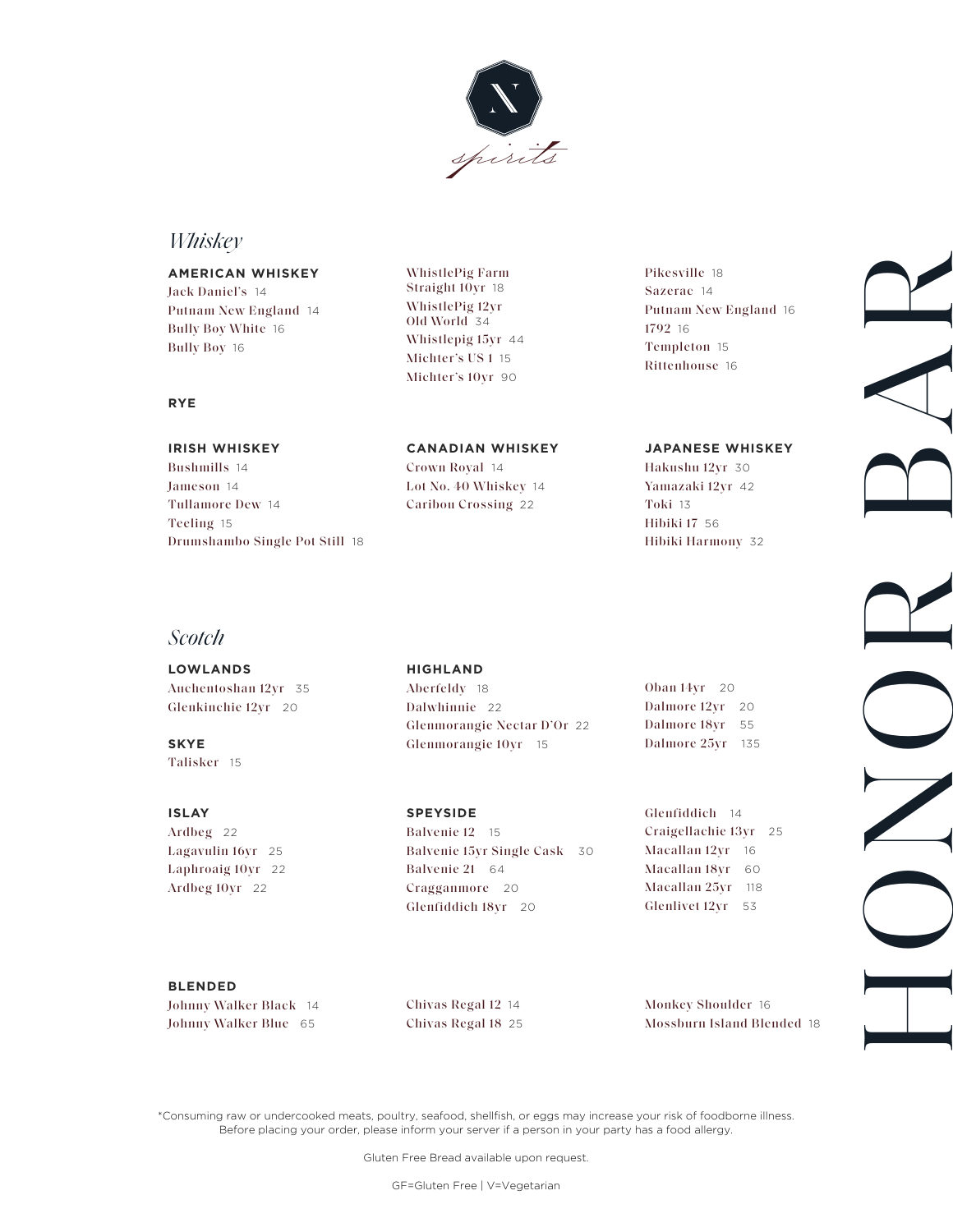N

*spirits*

# HONOR BAR

## *Whiskey*

### AMERICAN WHISKEY

Jack Daniel's 14
Putnam New England 14
Bully Boy White 16
Bully Boy 16
WhistlePig Farm Straight 10yr 18
WhistlePig 12yr Old World 34
Whistlepig 15yr 44
Michter's US 1 15
Michter's 10yr 90

### RYE

Pikesville 18
Sazerac 14
Putnam New England 16
1792 16
Templeton 15
Rittenhouse 16

### IRISH WHISKEY

Bushmills 14
Jameson 14
Tullamore Dew 14
Teeling 15
Drumshambo Single Pot Still 18

### CANADIAN WHISKEY

Crown Royal 14
Lot No. 40 Whiskey 14
Caribou Crossing 22

### JAPANESE WHISKEY

Hakushu 12yr 30
Yamazaki 12yr 42
Toki 13
Hibiki 17 56
Hibiki Harmony 32

## *Scotch*

### LOWLANDS

Auchentoshan 12yr 35
Glenkinchie 12yr 20

### SKYE

Talisker 15

### HIGHLAND

Aberfeldy 18
Dalwhinnie 22
Glenmorangie Nectar D'Or 22
Glenmorangie 10yr 15
Oban 14yr 20
Dalmore 12yr 20
Dalmore 18yr 55
Dalmore 25yr 135

### ISLAY

Ardbeg 22
Lagavulin 16yr 25
Laphroaig 10yr 22
Ardbeg 10yr 22

### SPEYSIDE

Balvenie 12 15
Balvenie 15yr Single Cask 30
Balvenie 21 64
Cragganmore 20
Glenfiddich 18yr 20
Glenfiddich 14
Craigellachie 13yr 25
Macallan 12yr 16
Macallan 18yr 60
Macallan 25yr 118
Glenlivet 12yr 53

### BLENDED

Johnny Walker Black 14
Johnny Walker Blue 65
Chivas Regal 12 14
Chivas Regal 18 25
Monkey Shoulder 16
Mossburn Island Blended 18

*Consuming raw or undercooked meats, poultry, seafood, shellfish, or eggs may increase your risk of foodborne illness. Before placing your order, please inform your server if a person in your party has a food allergy.

Gluten Free Bread available upon request.

GF=Gluten Free | V=Vegetarian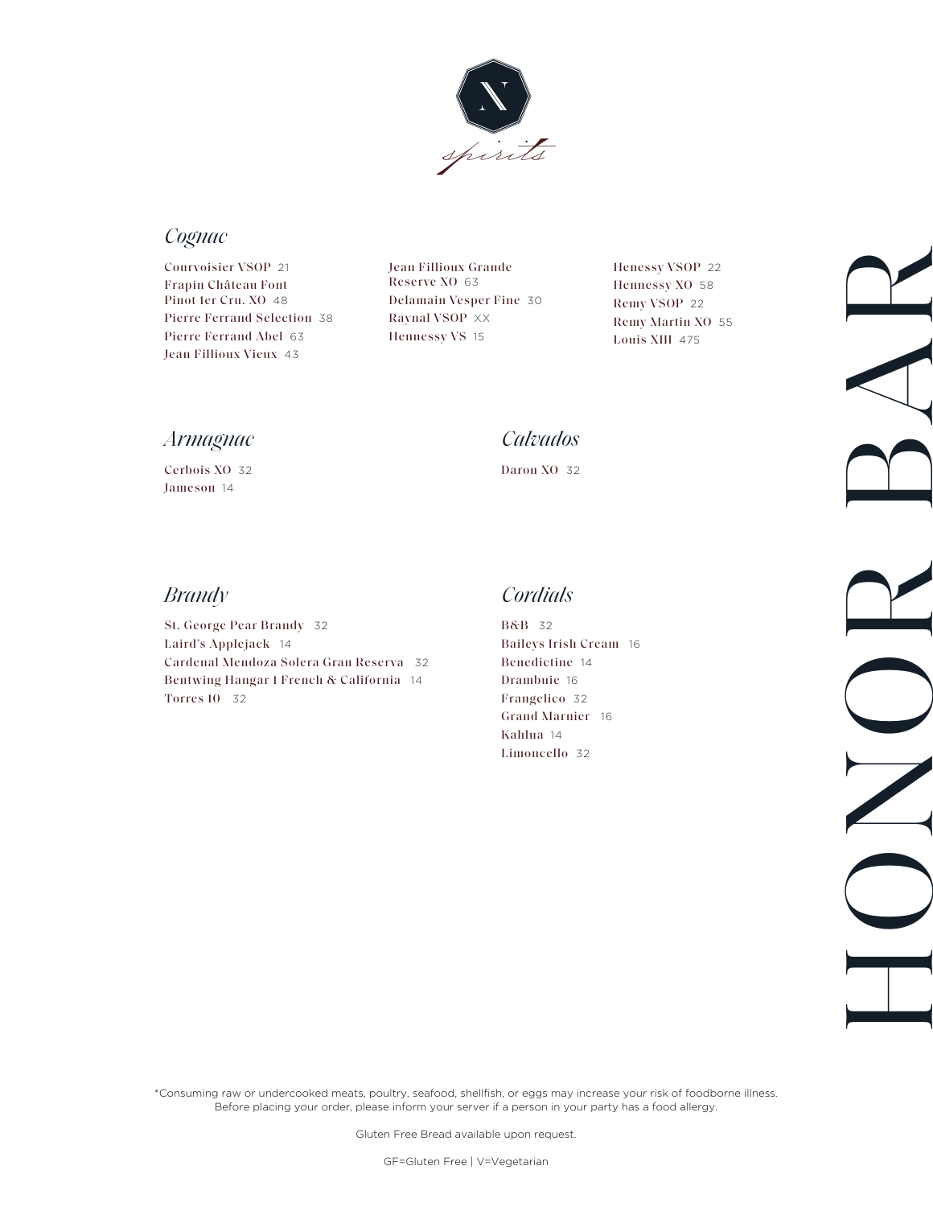# spirits

## HONOR BAR

### *Cognac*

- Courvoisier VSOP 21
- Frapin Château Font Pinot 1er Cru. XO 48
- Pierre Ferrand Selection 38
- Pierre Ferrand Abel 63
- Jean Fillioux Vieux 43
- Jean Fillioux Grande Reserve XO 63
- Delamain Vesper Fine 30
- Raynal VSOP XX
- Hennessy VS 15
- Henessy VSOP 22
- Hennessy XO 58
- Remy VSOP 22
- Remy Martin XO 55
- Louis XIII 475

### *Armagnac*

- Cerbois XO 32
- Jameson 14

### *Calvados*

- Daron XO 32

### *Brandy*

- St. George Pear Brandy 32
- Laird's Applejack 14
- Cardenal Mendoza Solera Gran Reserva 32
- Bentwing Hangar 1 French & California 14
- Torres 10 32

### *Cordials*

- B&B 32
- Baileys Irish Cream 16
- Benedictine 14
- Drambuie 16
- Frangelico 32
- Grand Marnier 16
- Kahlua 14
- Limoncello 32

*Consuming raw or undercooked meats, poultry, seafood, shellfish, or eggs may increase your risk of foodborne illness. Before placing your order, please inform your server if a person in your party has a food allergy.

Gluten Free Bread available upon request.

GF=Gluten Free | V=Vegetarian